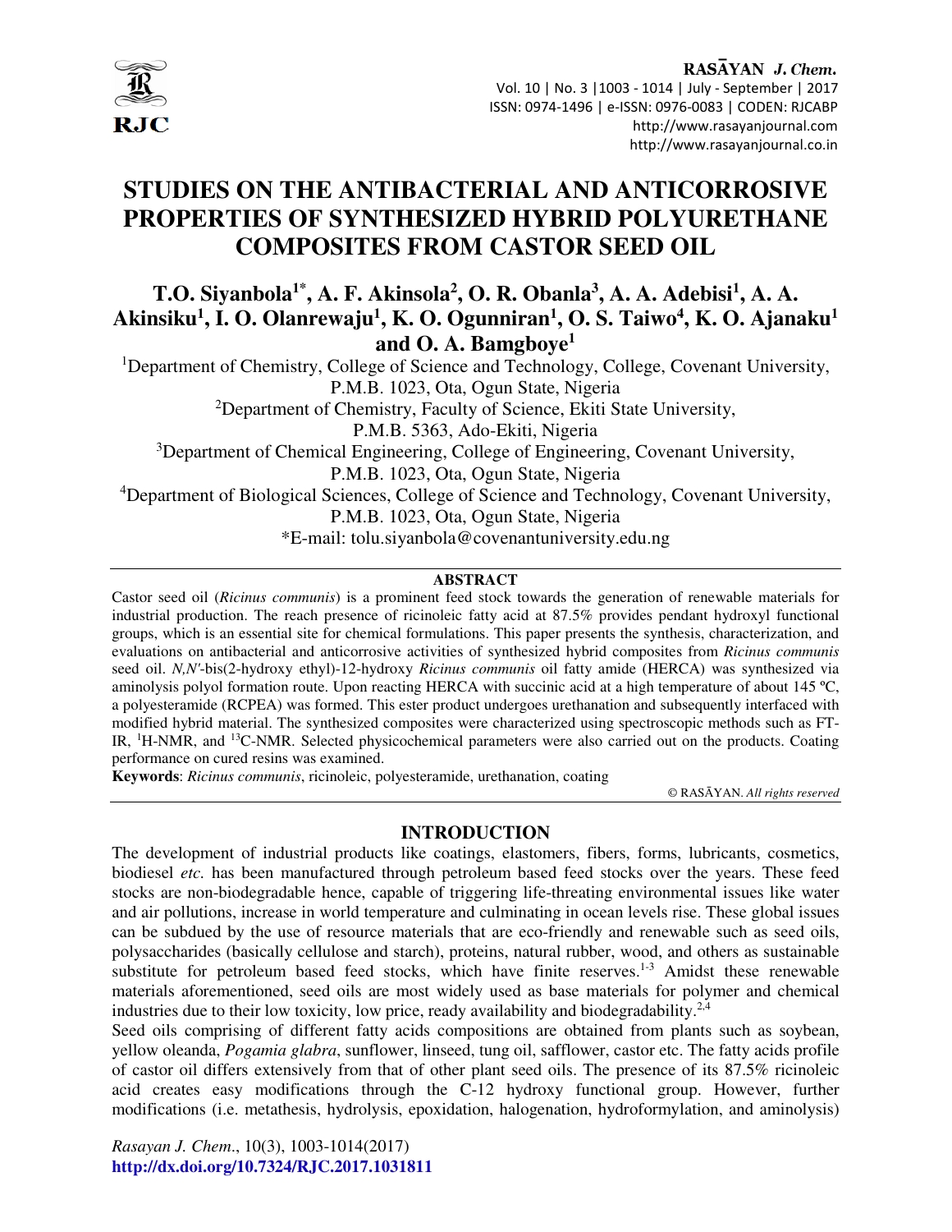# STUDIES ON THE ANTIBACTERIAL AND ANTICORROSIVE PROPERTIES OF SYNTHESIZED HYBRID POLYURETHANE COMPOSITES FROM CASTOR SEED OIL

**T.O. Siyanbola[1*], A. F. Akinsola[2], O. R. Obanla[3], A. A. Adebisi[1], A. A. Akinsiku[1], I. O. Olanrewaju[1], K. O. Ogunniran[1], O. S. Taiwo[4], K. O. Ajanaku[1] and O. A. Bamgboye[1]**

[1]Department of Chemistry, College of Science and Technology, College, Covenant University, P.M.B. 1023, Ota, Ogun State, Nigeria

[2]Department of Chemistry, Faculty of Science, Ekiti State University, P.M.B. 5363, Ado-Ekiti, Nigeria

[3]Department of Chemical Engineering, College of Engineering, Covenant University, P.M.B. 1023, Ota, Ogun State, Nigeria

[4]Department of Biological Sciences, College of Science and Technology, Covenant University, P.M.B. 1023, Ota, Ogun State, Nigeria

*E-mail: tolu.siyanbola@covenantuniversity.edu.ng

## ABSTRACT

Castor seed oil (*Ricinus communis*) is a prominent feed stock towards the generation of renewable materials for industrial production. The reach presence of ricinoleic fatty acid at 87.5% provides pendant hydroxyl functional groups, which is an essential site for chemical formulations. This paper presents the synthesis, characterization, and evaluations on antibacterial and anticorrosive activities of synthesized hybrid composites from *Ricinus communis* seed oil. *N,N'*-bis(2-hydroxy ethyl)-12-hydroxy *Ricinus communis* oil fatty amide (HERCA) was synthesized via aminolysis polyol formation route. Upon reacting HERCA with succinic acid at a high temperature of about 145 ºC, a polyesteramide (RCPEA) was formed. This ester product undergoes urethanation and subsequently interfaced with modified hybrid material. The synthesized composites were characterized using spectroscopic methods such as FT-IR, $^{1}$H-NMR, and $^{13}$C-NMR. Selected physicochemical parameters were also carried out on the products. Coating performance on cured resins was examined.

**Keywords**: *Ricinus communis*, ricinoleic, polyesteramide, urethanation, coating

© RASĀYAN. *All rights reserved*

## INTRODUCTION

The development of industrial products like coatings, elastomers, fibers, forms, lubricants, cosmetics, biodiesel *etc.* has been manufactured through petroleum based feed stocks over the years. These feed stocks are non-biodegradable hence, capable of triggering life-threating environmental issues like water and air pollutions, increase in world temperature and culminating in ocean levels rise. These global issues can be subdued by the use of resource materials that are eco-friendly and renewable such as seed oils, polysaccharides (basically cellulose and starch), proteins, natural rubber, wood, and others as sustainable substitute for petroleum based feed stocks, which have finite reserves.[1-3] Amidst these renewable materials aforementioned, seed oils are most widely used as base materials for polymer and chemical industries due to their low toxicity, low price, ready availability and biodegradability.[2,4]

Seed oils comprising of different fatty acids compositions are obtained from plants such as soybean, yellow oleanda, *Pogamia glabra*, sunflower, linseed, tung oil, safflower, castor etc. The fatty acids profile of castor oil differs extensively from that of other plant seed oils. The presence of its 87.5% ricinoleic acid creates easy modifications through the C-12 hydroxy functional group. However, further modifications (i.e. metathesis, hydrolysis, epoxidation, halogenation, hydroformylation, and aminolysis)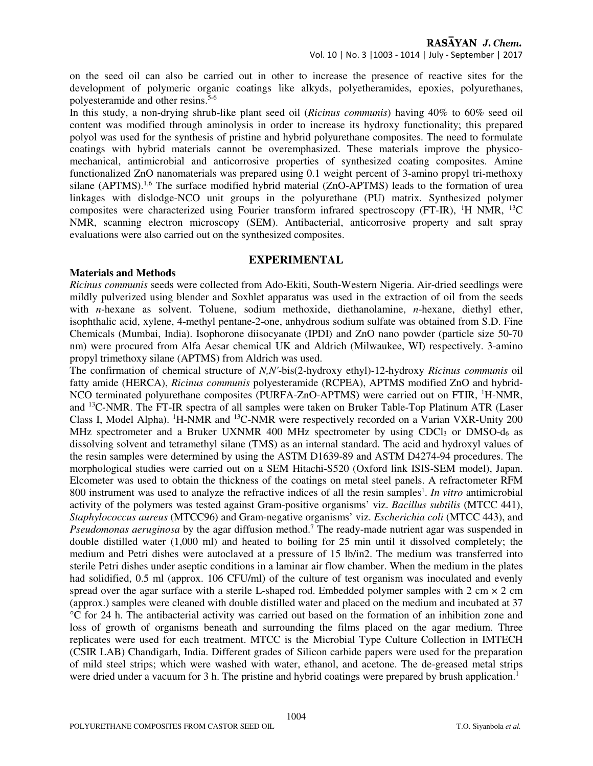on the seed oil can also be carried out in other to increase the presence of reactive sites for the development of polymeric organic coatings like alkyds, polyetheramides, epoxies, polyurethanes, polyesteramide and other resins.[5-6]

In this study, a non-drying shrub-like plant seed oil (*Ricinus communis*) having 40% to 60% seed oil content was modified through aminolysis in order to increase its hydroxy functionality; this prepared polyol was used for the synthesis of pristine and hybrid polyurethane composites. The need to formulate coatings with hybrid materials cannot be overemphasized. These materials improve the physico-mechanical, antimicrobial and anticorrosive properties of synthesized coating composites. Amine functionalized ZnO nanomaterials was prepared using 0.1 weight percent of 3-amino propyl tri-methoxy silane (APTMS).[1,6] The surface modified hybrid material (ZnO-APTMS) leads to the formation of urea linkages with dislodge-NCO unit groups in the polyurethane (PU) matrix. Synthesized polymer composites were characterized using Fourier transform infrared spectroscopy (FT-IR), $^{1}$H NMR, $^{13}$C NMR, scanning electron microscopy (SEM). Antibacterial, anticorrosive property and salt spray evaluations were also carried out on the synthesized composites.

## EXPERIMENTAL

### Materials and Methods

*Ricinus communis* seeds were collected from Ado-Ekiti, South-Western Nigeria. Air-dried seedlings were mildly pulverized using blender and Soxhlet apparatus was used in the extraction of oil from the seeds with *n*-hexane as solvent. Toluene, sodium methoxide, diethanolamine, *n*-hexane, diethyl ether, isophthalic acid, xylene, 4-methyl pentane-2-one, anhydrous sodium sulfate was obtained from S.D. Fine Chemicals (Mumbai, India). Isophorone diisocyanate (IPDI) and ZnO nano powder (particle size 50-70 nm) were procured from Alfa Aesar chemical UK and Aldrich (Milwaukee, WI) respectively. 3-amino propyl trimethoxy silane (APTMS) from Aldrich was used.

The confirmation of chemical structure of *N,N'*-bis(2-hydroxy ethyl)-12-hydroxy *Ricinus communis* oil fatty amide (HERCA), *Ricinus communis* polyesteramide (RCPEA), APTMS modified ZnO and hybrid-NCO terminated polyurethane composites (PURFA-ZnO-APTMS) were carried out on FTIR, $^{1}$H-NMR, and $^{13}$C-NMR. The FT-IR spectra of all samples were taken on Bruker Table-Top Platinum ATR (Laser Class I, Model Alpha). $^{1}$H-NMR and $^{13}$C-NMR were respectively recorded on a Varian VXR-Unity 200 MHz spectrometer and a Bruker UXNMR 400 MHz spectrometer by using $CDCl_3$ or DMSO-$d_6$ as dissolving solvent and tetramethyl silane (TMS) as an internal standard. The acid and hydroxyl values of the resin samples were determined by using the ASTM D1639-89 and ASTM D4274-94 procedures. The morphological studies were carried out on a SEM Hitachi-S520 (Oxford link ISIS-SEM model), Japan. Elcometer was used to obtain the thickness of the coatings on metal steel panels. A refractometer RFM 800 instrument was used to analyze the refractive indices of all the resin samples[1]. *In vitro* antimicrobial activity of the polymers was tested against Gram-positive organisms' viz. *Bacillus subtilis* (MTCC 441), *Staphylococcus aureus* (MTCC96) and Gram-negative organisms' viz. *Escherichia coli* (MTCC 443), and *Pseudomonas aeruginosa* by the agar diffusion method.[7] The ready-made nutrient agar was suspended in double distilled water (1,000 ml) and heated to boiling for 25 min until it dissolved completely; the medium and Petri dishes were autoclaved at a pressure of 15 lb/in2. The medium was transferred into sterile Petri dishes under aseptic conditions in a laminar air flow chamber. When the medium in the plates had solidified, 0.5 ml (approx. 106 CFU/ml) of the culture of test organism was inoculated and evenly spread over the agar surface with a sterile L-shaped rod. Embedded polymer samples with 2 cm × 2 cm (approx.) samples were cleaned with double distilled water and placed on the medium and incubated at 37 °C for 24 h. The antibacterial activity was carried out based on the formation of an inhibition zone and loss of growth of organisms beneath and surrounding the films placed on the agar medium. Three replicates were used for each treatment. MTCC is the Microbial Type Culture Collection in IMTECH (CSIR LAB) Chandigarh, India. Different grades of Silicon carbide papers were used for the preparation of mild steel strips; which were washed with water, ethanol, and acetone. The de-greased metal strips were dried under a vacuum for 3 h. The pristine and hybrid coatings were prepared by brush application.[1]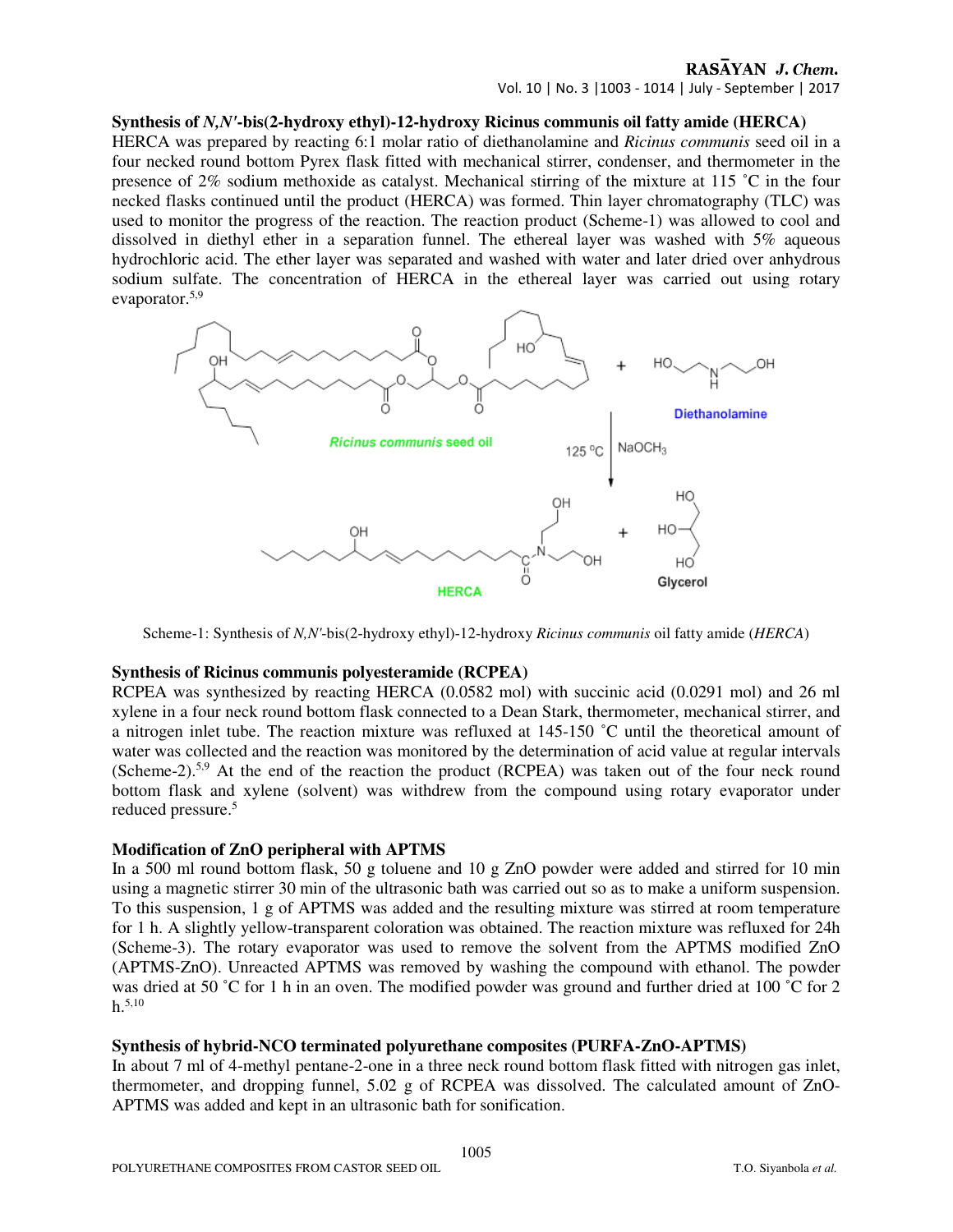### Synthesis of *N,N′*-bis(2-hydroxy ethyl)-12-hydroxy Ricinus communis oil fatty amide (HERCA)

HERCA was prepared by reacting 6:1 molar ratio of diethanolamine and *Ricinus communis* seed oil in a four necked round bottom Pyrex flask fitted with mechanical stirrer, condenser, and thermometer in the presence of 2% sodium methoxide as catalyst. Mechanical stirring of the mixture at 115 ˚C in the four necked flasks continued until the product (HERCA) was formed. Thin layer chromatography (TLC) was used to monitor the progress of the reaction. The reaction product (Scheme-1) was allowed to cool and dissolved in diethyl ether in a separation funnel. The ethereal layer was washed with 5% aqueous hydrochloric acid. The ether layer was separated and washed with water and later dried over anhydrous sodium sulfate. The concentration of HERCA in the ethereal layer was carried out using rotary evaporator.[5,9]

Scheme-1: Synthesis of *N,N′*-bis(2-hydroxy ethyl)-12-hydroxy *Ricinus communis* oil fatty amide (*HERCA*)

### Synthesis of Ricinus communis polyesteramide (RCPEA)

RCPEA was synthesized by reacting HERCA (0.0582 mol) with succinic acid (0.0291 mol) and 26 ml xylene in a four neck round bottom flask connected to a Dean Stark, thermometer, mechanical stirrer, and a nitrogen inlet tube. The reaction mixture was refluxed at 145-150 ˚C until the theoretical amount of water was collected and the reaction was monitored by the determination of acid value at regular intervals (Scheme-2).[5,9] At the end of the reaction the product (RCPEA) was taken out of the four neck round bottom flask and xylene (solvent) was withdrew from the compound using rotary evaporator under reduced pressure.[5]

### Modification of ZnO peripheral with APTMS

In a 500 ml round bottom flask, 50 g toluene and 10 g ZnO powder were added and stirred for 10 min using a magnetic stirrer 30 min of the ultrasonic bath was carried out so as to make a uniform suspension. To this suspension, 1 g of APTMS was added and the resulting mixture was stirred at room temperature for 1 h. A slightly yellow-transparent coloration was obtained. The reaction mixture was refluxed for 24h (Scheme-3). The rotary evaporator was used to remove the solvent from the APTMS modified ZnO (APTMS-ZnO). Unreacted APTMS was removed by washing the compound with ethanol. The powder was dried at 50 ˚C for 1 h in an oven. The modified powder was ground and further dried at 100 ˚C for 2 h.[5,10]

### Synthesis of hybrid-NCO terminated polyurethane composites (PURFA-ZnO-APTMS)

In about 7 ml of 4-methyl pentane-2-one in a three neck round bottom flask fitted with nitrogen gas inlet, thermometer, and dropping funnel, 5.02 g of RCPEA was dissolved. The calculated amount of ZnO-APTMS was added and kept in an ultrasonic bath for sonication.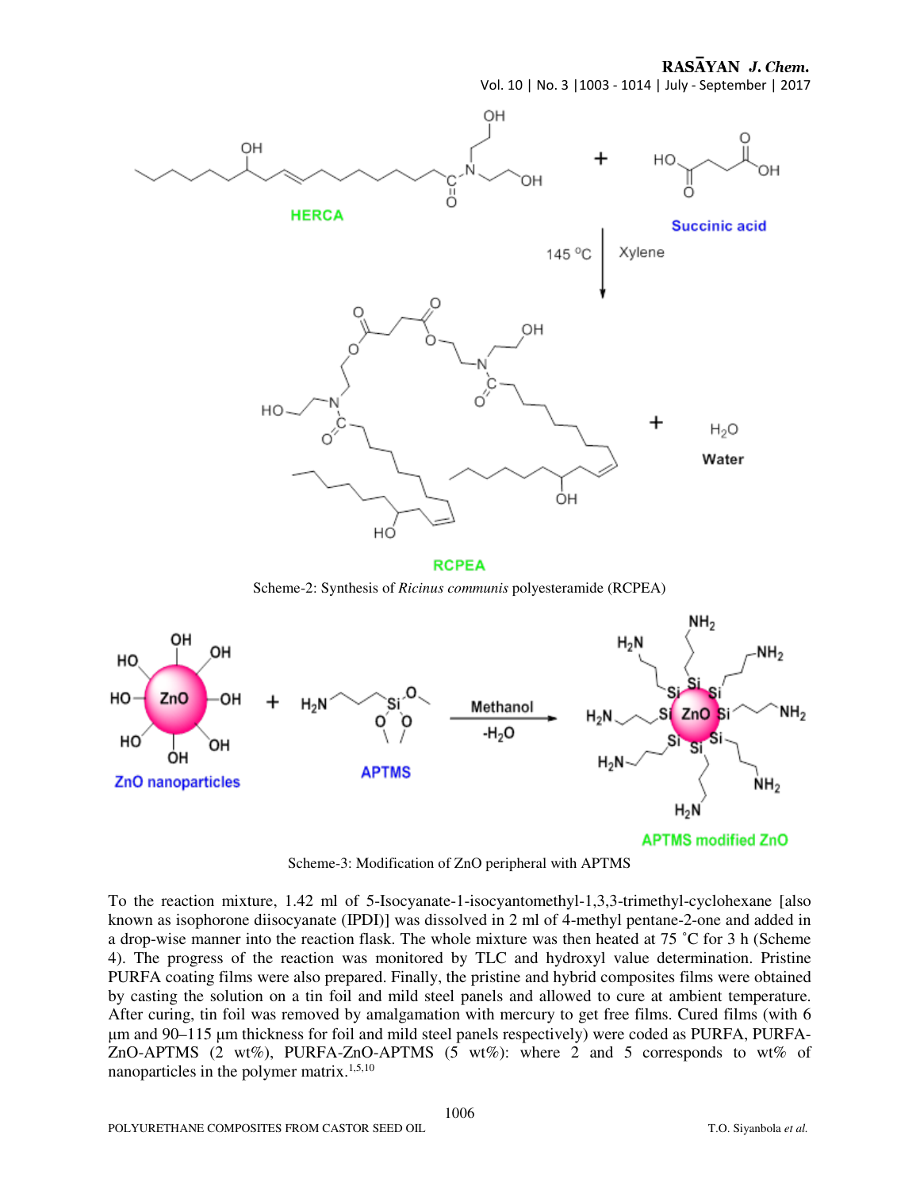Scheme-2: Synthesis of *Ricinus communis* polyesteramide (RCPEA)

Scheme-3: Modification of ZnO peripheral with APTMS

To the reaction mixture, 1.42 ml of 5-Isocyanate-1-isocyantomethyl-1,3,3-trimethyl-cyclohexane [also known as isophorone diisocyanate (IPDI)] was dissolved in 2 ml of 4-methyl pentane-2-one and added in a drop-wise manner into the reaction flask. The whole mixture was then heated at 75 ˚C for 3 h (Scheme 4). The progress of the reaction was monitored by TLC and hydroxyl value determination. Pristine PURFA coating films were also prepared. Finally, the pristine and hybrid composites films were obtained by casting the solution on a tin foil and mild steel panels and allowed to cure at ambient temperature. After curing, tin foil was removed by amalgamation with mercury to get free films. Cured films (with 6 µm and 90–115 µm thickness for foil and mild steel panels respectively) were coded as PURFA, PURFA-ZnO-APTMS (2 wt%), PURFA-ZnO-APTMS (5 wt%): where 2 and 5 corresponds to wt% of nanoparticles in the polymer matrix.[1,5,10]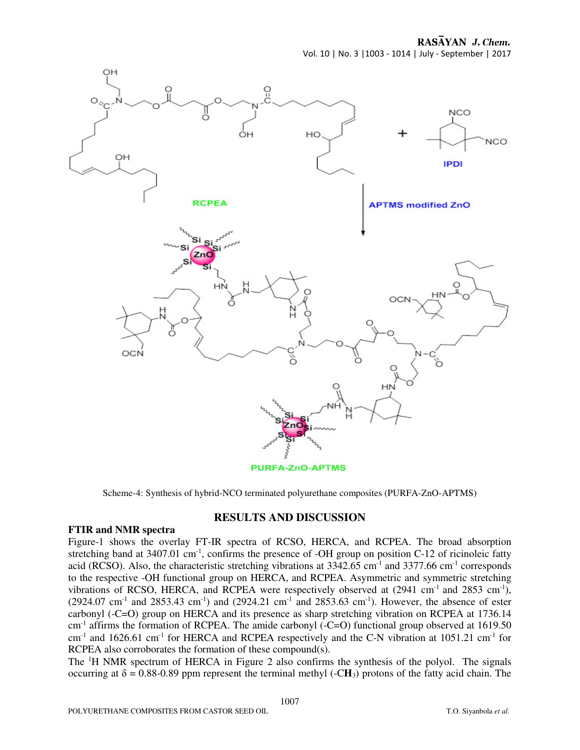Scheme-4: Synthesis of hybrid-NCO terminated polyurethane composites (PURFA-ZnO-APTMS)

## RESULTS AND DISCUSSION

### FTIR and NMR spectra

Figure-1 shows the overlay FT-IR spectra of RCSO, HERCA, and RCPEA. The broad absorption stretching band at 3407.01 $cm^{-1}$, confirms the presence of -OH group on position C-12 of ricinoleic fatty acid (RCSO). Also, the characteristic stretching vibrations at 3342.65 $cm^{-1}$ and 3377.66 $cm^{-1}$ corresponds to the respective -OH functional group on HERCA, and RCPEA. Asymmetric and symmetric stretching vibrations of RCSO, HERCA, and RCPEA were respectively observed at (2941 $cm^{-1}$ and 2853 $cm^{-1}$), (2924.07 $cm^{-1}$ and 2853.43 $cm^{-1}$) and (2924.21 $cm^{-1}$ and 2853.63 $cm^{-1}$). However, the absence of ester carbonyl (-C=O) group on HERCA and its presence as sharp stretching vibration on RCPEA at 1736.14 $cm^{-1}$ affirms the formation of RCPEA. The amide carbonyl (-C=O) functional group observed at 1619.50 $cm^{-1}$ and 1626.61 $cm^{-1}$ for HERCA and RCPEA respectively and the C-N vibration at 1051.21 $cm^{-1}$ for RCPEA also corroborates the formation of these compound(s).

The $^{1}H$ NMR spectrum of HERCA in Figure 2 also confirms the synthesis of the polyol. The signals occurring at $\delta$ = 0.88-0.89 ppm represent the terminal methyl (-C**H**$_3$) protons of the fatty acid chain. The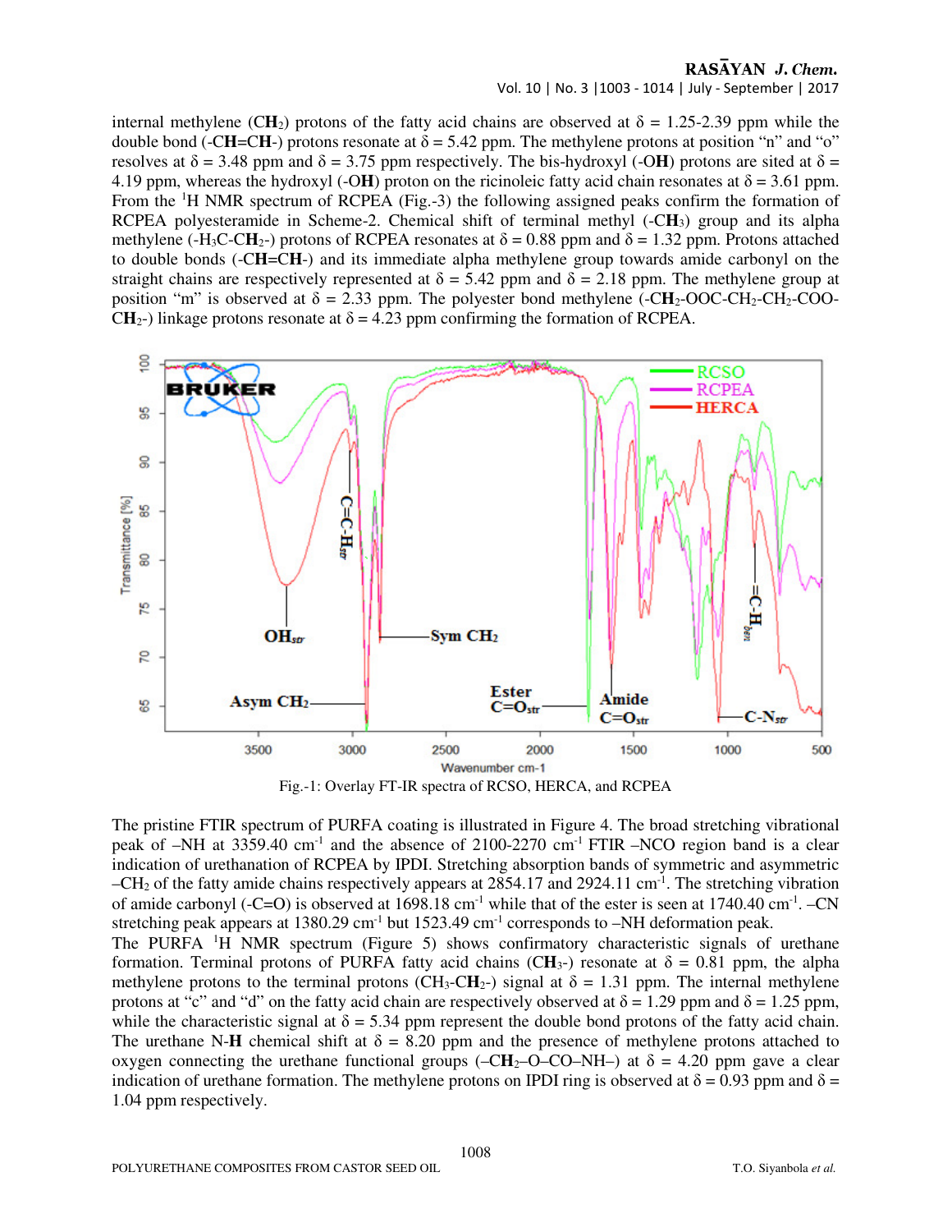internal methylene ($CH_2$) protons of the fatty acid chains are observed at δ = 1.25-2.39 ppm while the double bond (-**CH**=**CH**-) protons resonate at δ = 5.42 ppm. The methylene protons at position "n" and "o" resolves at δ = 3.48 ppm and δ = 3.75 ppm respectively. The bis-hydroxyl (-O**H**) protons are sited at δ = 4.19 ppm, whereas the hydroxyl (-O**H**) proton on the ricinoleic fatty acid chain resonates at δ = 3.61 ppm. From the $^1$H NMR spectrum of RCPEA (Fig.-3) the following assigned peaks confirm the formation of RCPEA polyesteramide in Scheme-2. Chemical shift of terminal methyl (-$CH_3$) group and its alpha methylene (-$H_3C$-$CH_2$-) protons of RCPEA resonates at δ = 0.88 ppm and δ = 1.32 ppm. Protons attached to double bonds (-**CH**=**CH**-) and its immediate alpha methylene group towards amide carbonyl on the straight chains are respectively represented at δ = 5.42 ppm and δ = 2.18 ppm. The methylene group at position "m" is observed at δ = 2.33 ppm. The polyester bond methylene (-$CH_2$-OOC-$CH_2$-$CH_2$-COO-$CH_2$-) linkage protons resonate at δ = 4.23 ppm confirming the formation of RCPEA.

Fig.-1: Overlay FT-IR spectra of RCSO, HERCA, and RCPEA

The pristine FTIR spectrum of PURFA coating is illustrated in Figure 4. The broad stretching vibrational peak of –NH at 3359.40 cm$^{-1}$ and the absence of 2100-2270 cm$^{-1}$ FTIR –NCO region band is a clear indication of urethanation of RCPEA by IPDI. Stretching absorption bands of symmetric and asymmetric –$CH_2$ of the fatty amide chains respectively appears at 2854.17 and 2924.11 cm$^{-1}$. The stretching vibration of amide carbonyl (-C=O) is observed at 1698.18 cm$^{-1}$ while that of the ester is seen at 1740.40 cm$^{-1}$. –CN stretching peak appears at 1380.29 cm$^{-1}$ but 1523.49 cm$^{-1}$ corresponds to –NH deformation peak.

The PURFA $^1$H NMR spectrum (Figure 5) shows confirmatory characteristic signals of urethane formation. Terminal protons of PURFA fatty acid chains ($CH_3$-) resonate at δ = 0.81 ppm, the alpha methylene protons to the terminal protons ($CH_3$-$CH_2$-) signal at δ = 1.31 ppm. The internal methylene protons at "c" and "d" on the fatty acid chain are respectively observed at δ = 1.29 ppm and δ = 1.25 ppm, while the characteristic signal at δ = 5.34 ppm represent the double bond protons of the fatty acid chain. The urethane N-**H** chemical shift at δ = 8.20 ppm and the presence of methylene protons attached to oxygen connecting the urethane functional groups (–$CH_2$–O–CO–NH–) at δ = 4.20 ppm gave a clear indication of urethane formation. The methylene protons on IPDI ring is observed at δ = 0.93 ppm and δ = 1.04 ppm respectively.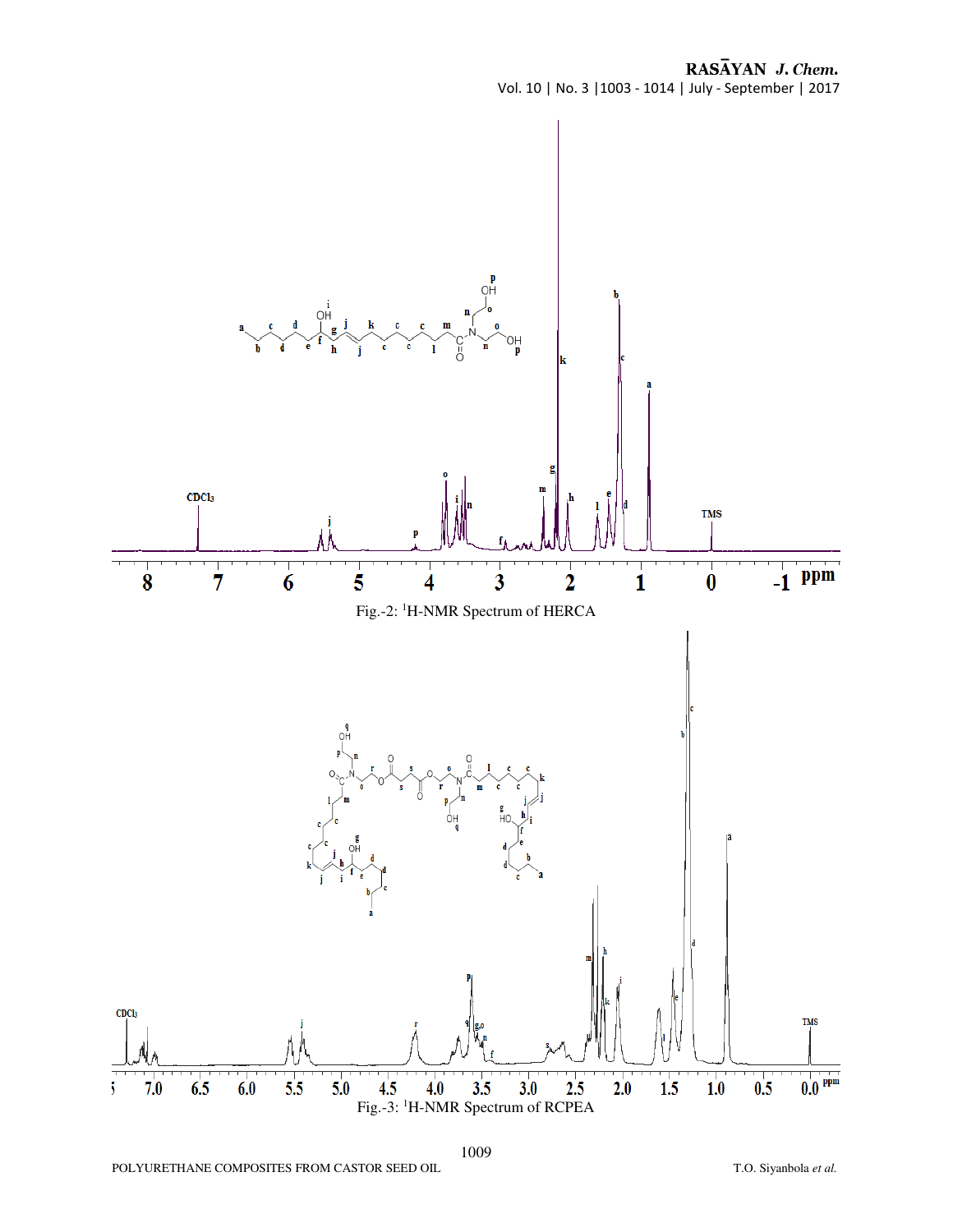Fig.-2: $^1$H-NMR Spectrum of HERCA

Fig.-3: $^1$H-NMR Spectrum of RCPEA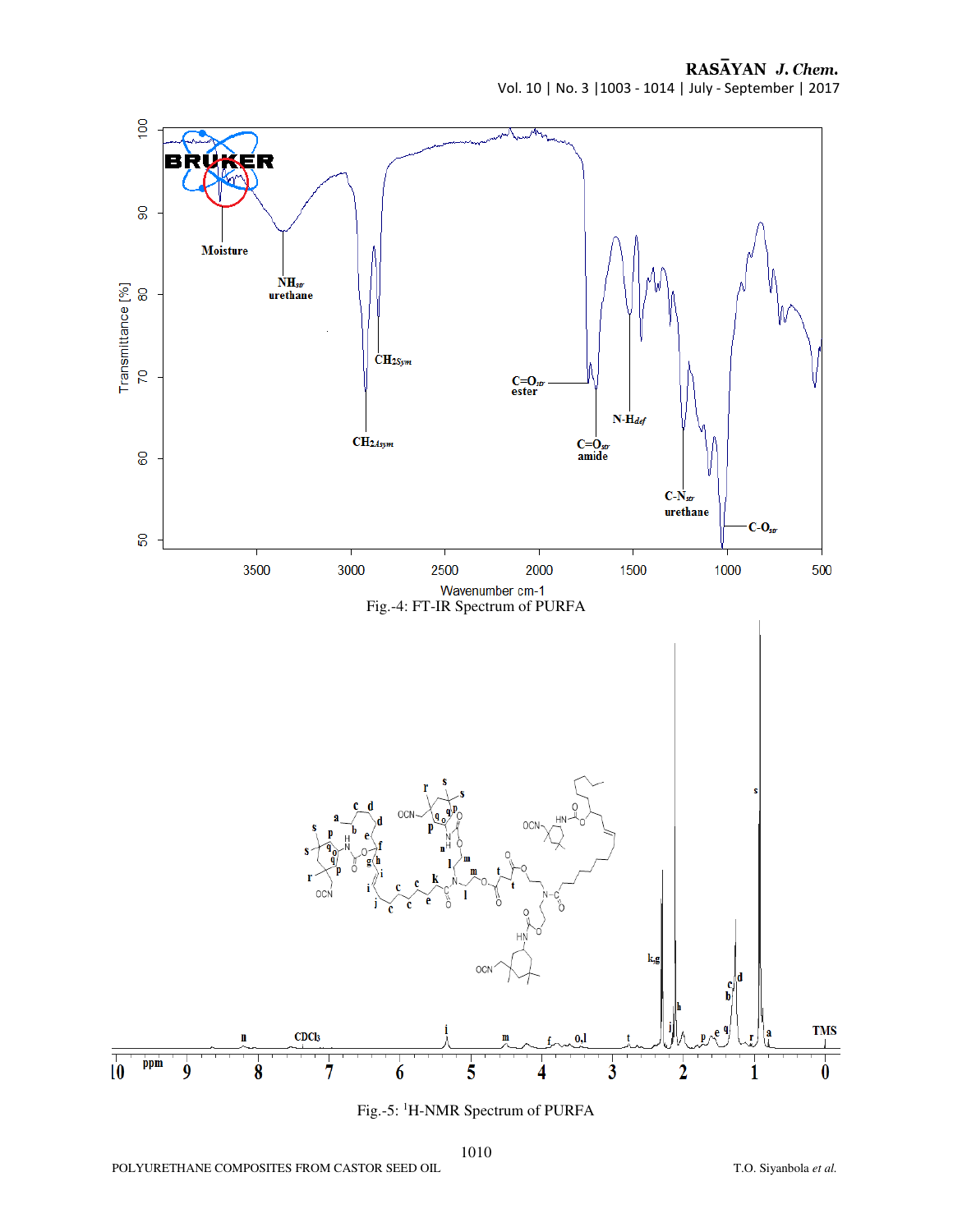Fig.-4: FT-IR Spectrum of PURFA

Fig.-5: $^1$H-NMR Spectrum of PURFA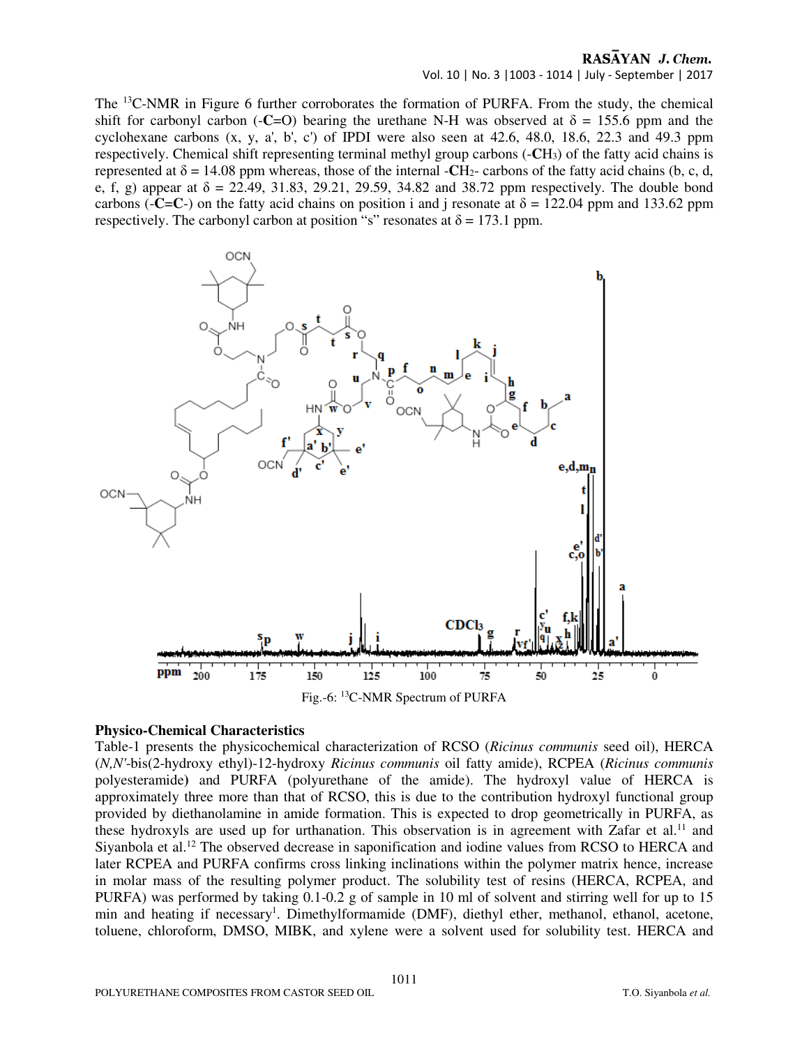The $^{13}$C-NMR in Figure 6 further corroborates the formation of PURFA. From the study, the chemical shift for carbonyl carbon (-**C**=O) bearing the urethane N-H was observed at δ = 155.6 ppm and the cyclohexane carbons (x, y, a', b', c') of IPDI were also seen at 42.6, 48.0, 18.6, 22.3 and 49.3 ppm respectively. Chemical shift representing terminal methyl group carbons (-**C**$H_3$) of the fatty acid chains is represented at δ = 14.08 ppm whereas, those of the internal -**C**$H_2$- carbons of the fatty acid chains (b, c, d, e, f, g) appear at δ = 22.49, 31.83, 29.21, 29.59, 34.82 and 38.72 ppm respectively. The double bond carbons (-**C**=**C**-) on the fatty acid chains on position i and j resonate at δ = 122.04 ppm and 133.62 ppm respectively. The carbonyl carbon at position "s" resonates at δ = 173.1 ppm.

Fig.-6: $^{13}$C-NMR Spectrum of PURFA

**Physico-Chemical Characteristics**

Table-1 presents the physicochemical characterization of RCSO (*Ricinus communis* seed oil), HERCA (*N,N'*-bis(2-hydroxy ethyl)-12-hydroxy *Ricinus communis* oil fatty amide), RCPEA (*Ricinus communis* polyesteramide) and PURFA (polyurethane of the amide). The hydroxyl value of HERCA is approximately three more than that of RCSO, this is due to the contribution hydroxyl functional group provided by diethanolamine in amide formation. This is expected to drop geometrically in PURFA, as these hydroxyls are used up for urthanation. This observation is in agreement with Zafar et al.[11] and Siyanbola et al.[12] The observed decrease in saponification and iodine values from RCSO to HERCA and later RCPEA and PURFA confirms cross linking inclinations within the polymer matrix hence, increase in molar mass of the resulting polymer product. The solubility test of resins (HERCA, RCPEA, and PURFA) was performed by taking 0.1-0.2 g of sample in 10 ml of solvent and stirring well for up to 15 min and heating if necessary[1]. Dimethylformamide (DMF), diethyl ether, methanol, ethanol, acetone, toluene, chloroform, DMSO, MIBK, and xylene were a solvent used for solubility test. HERCA and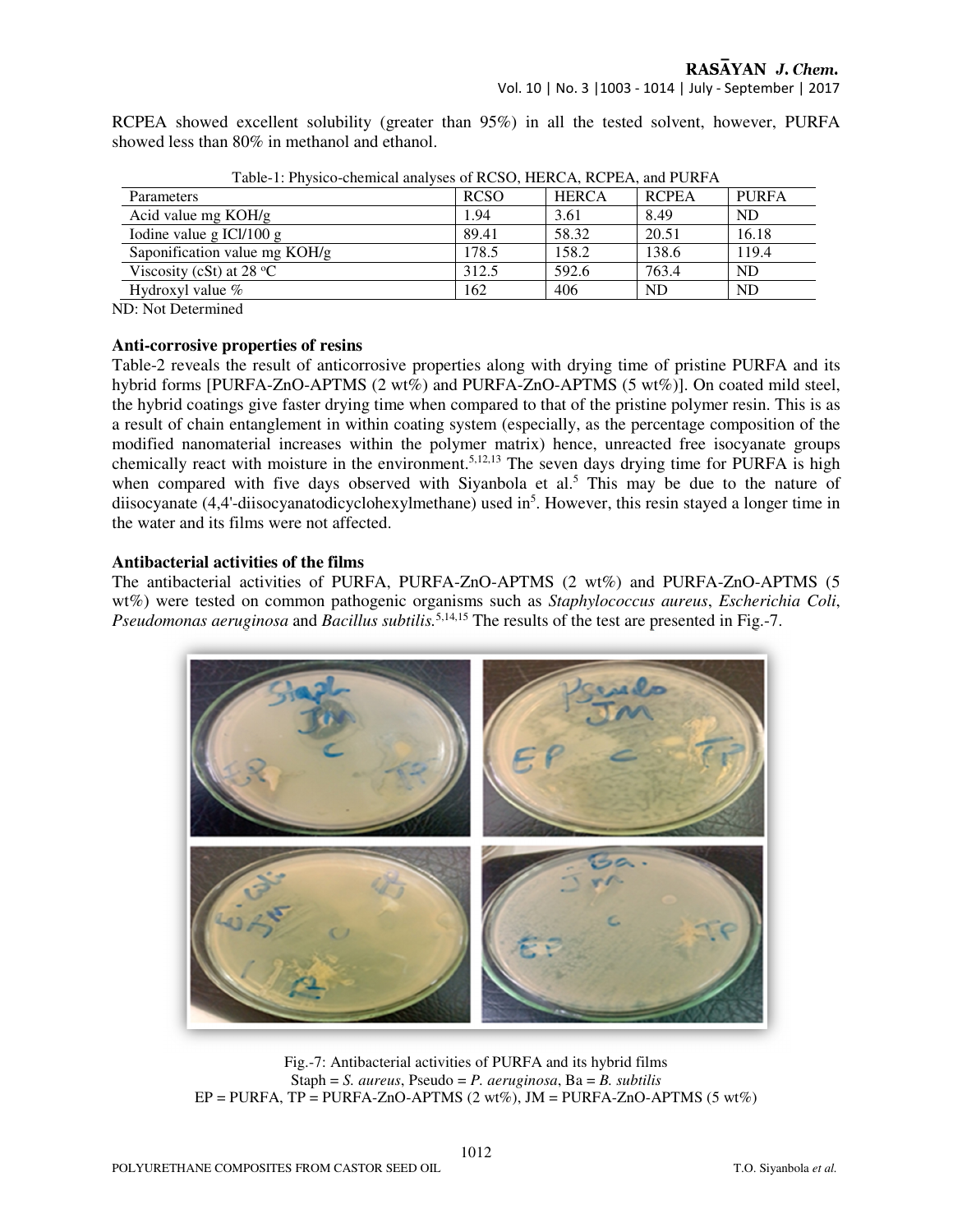RCPEA showed excellent solubility (greater than 95%) in all the tested solvent, however, PURFA showed less than 80% in methanol and ethanol.

Table-1: Physico-chemical analyses of RCSO, HERCA, RCPEA, and PURFA

| Parameters | RCSO | HERCA | RCPEA | PURFA |
|---|---|---|---|---|
| Acid value mg KOH/g | 1.94 | 3.61 | 8.49 | ND |
| Iodine value g ICl/100 g | 89.41 | 58.32 | 20.51 | 16.18 |
| Saponification value mg KOH/g | 178.5 | 158.2 | 138.6 | 119.4 |
| Viscosity (cSt) at 28 °C | 312.5 | 592.6 | 763.4 | ND |
| Hydroxyl value % | 162 | 406 | ND | ND |

ND: Not Determined

### Anti-corrosive properties of resins

Table-2 reveals the result of anticorrosive properties along with drying time of pristine PURFA and its hybrid forms [PURFA-ZnO-APTMS (2 wt%) and PURFA-ZnO-APTMS (5 wt%)]. On coated mild steel, the hybrid coatings give faster drying time when compared to that of the pristine polymer resin. This is as a result of chain entanglement in within coating system (especially, as the percentage composition of the modified nanomaterial increases within the polymer matrix) hence, unreacted free isocyanate groups chemically react with moisture in the environment.[5,12,13] The seven days drying time for PURFA is high when compared with five days observed with Siyanbola et al.[5] This may be due to the nature of diisocyanate (4,4'-diisocyanatodicyclohexylmethane) used in[5]. However, this resin stayed a longer time in the water and its films were not affected.

### Antibacterial activities of the films

The antibacterial activities of PURFA, PURFA-ZnO-APTMS (2 wt%) and PURFA-ZnO-APTMS (5 wt%) were tested on common pathogenic organisms such as *Staphylococcus aureus*, *Escherichia Coli*, *Pseudomonas aeruginosa* and *Bacillus subtilis.*[5,14,15] The results of the test are presented in Fig.-7.

Fig.-7: Antibacterial activities of PURFA and its hybrid films
Staph = *S. aureus*, Pseudo = *P. aeruginosa*, Ba = *B. subtilis*
EP = PURFA, TP = PURFA-ZnO-APTMS (2 wt%), JM = PURFA-ZnO-APTMS (5 wt%)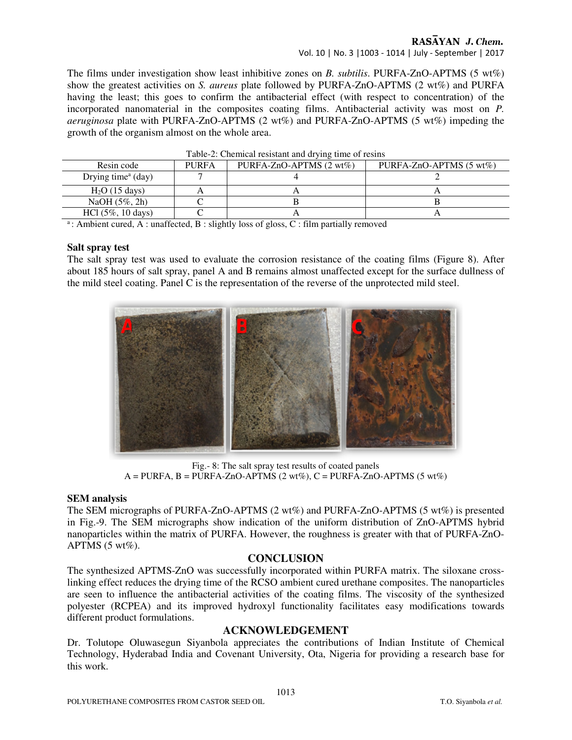The films under investigation show least inhibitive zones on *B. subtilis*. PURFA-ZnO-APTMS (5 wt%) show the greatest activities on *S. aureus* plate followed by PURFA-ZnO-APTMS (2 wt%) and PURFA having the least; this goes to confirm the antibacterial effect (with respect to concentration) of the incorporated nanomaterial in the composites coating films. Antibacterial activity was most on *P. aeruginosa* plate with PURFA-ZnO-APTMS (2 wt%) and PURFA-ZnO-APTMS (5 wt%) impeding the growth of the organism almost on the whole area.

Table-2: Chemical resistant and drying time of resins

| Resin code | PURFA | PURFA-ZnO-APTMS (2 wt%) | PURFA-ZnO-APTMS (5 wt%) |
|---|---|---|---|
| Drying time[a] (day) | 7 | 4 | 2 |
| $H_2O$ (15 days) | A | A | A |
| NaOH (5%, 2h) | C | B | B |
| HCl (5%, 10 days) | C | A | A |

[a] : Ambient cured, A : unaffected, B : slightly loss of gloss, C : film partially removed

**Salt spray test**

The salt spray test was used to evaluate the corrosion resistance of the coating films (Figure 8). After about 185 hours of salt spray, panel A and B remains almost unaffected except for the surface dullness of the mild steel coating. Panel C is the representation of the reverse of the unprotected mild steel.

Fig.- 8: The salt spray test results of coated panels
A = PURFA, B = PURFA-ZnO-APTMS (2 wt%), C = PURFA-ZnO-APTMS (5 wt%)

**SEM analysis**

The SEM micrographs of PURFA-ZnO-APTMS (2 wt%) and PURFA-ZnO-APTMS (5 wt%) is presented in Fig.-9. The SEM micrographs show indication of the uniform distribution of ZnO-APTMS hybrid nanoparticles within the matrix of PURFA. However, the roughness is greater with that of PURFA-ZnO-APTMS (5 wt%).

## CONCLUSION

The synthesized APTMS-ZnO was successfully incorporated within PURFA matrix. The siloxane cross-linking effect reduces the drying time of the RCSO ambient cured urethane composites. The nanoparticles are seen to influence the antibacterial activities of the coating films. The viscosity of the synthesized polyester (RCPEA) and its improved hydroxyl functionality facilitates easy modifications towards different product formulations.

## ACKNOWLEDGEMENT

Dr. Tolutope Oluwasegun Siyanbola appreciates the contributions of Indian Institute of Chemical Technology, Hyderabad India and Covenant University, Ota, Nigeria for providing a research base for this work.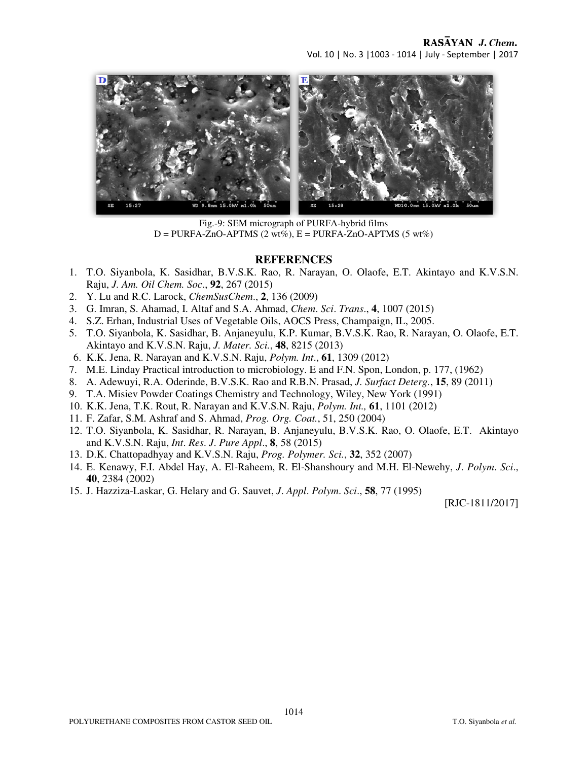Fig.-9: SEM micrograph of PURFA-hybrid films
D = PURFA-ZnO-APTMS (2 wt%), E = PURFA-ZnO-APTMS (5 wt%)

## REFERENCES

1. T.O. Siyanbola, K. Sasidhar, B.V.S.K. Rao, R. Narayan, O. Olaofe, E.T. Akintayo and K.V.S.N. Raju, *J. Am. Oil Chem. Soc*., **92**, 267 (2015)
2. Y. Lu and R.C. Larock, *ChemSusChem*., **2**, 136 (2009)
3. G. Imran, S. Ahamad, I. Altaf and S.A. Ahmad, *Chem. Sci. Trans*., **4**, 1007 (2015)
4. S.Z. Erhan, Industrial Uses of Vegetable Oils, AOCS Press, Champaign, IL, 2005.
5. T.O. Siyanbola, K. Sasidhar, B. Anjaneyulu, K.P. Kumar, B.V.S.K. Rao, R. Narayan, O. Olaofe, E.T. Akintayo and K.V.S.N. Raju, *J. Mater. Sci.*, **48**, 8215 (2013)
6. K.K. Jena, R. Narayan and K.V.S.N. Raju, *Polym. Int*., **61**, 1309 (2012)
7. M.E. Linday Practical introduction to microbiology. E and F.N. Spon, London, p. 177, (1962)
8. A. Adewuyi, R.A. Oderinde, B.V.S.K. Rao and R.B.N. Prasad, *J. Surfact Deterg.*, **15**, 89 (2011)
9. T.A. Misiev Powder Coatings Chemistry and Technology, Wiley, New York (1991)
10. K.K. Jena, T.K. Rout, R. Narayan and K.V.S.N. Raju, *Polym. Int.,* **61**, 1101 (2012)
11. F. Zafar, S.M. Ashraf and S. Ahmad, *Prog. Org. Coat.*, 51, 250 (2004)
12. T.O. Siyanbola, K. Sasidhar, R. Narayan, B. Anjaneyulu, B.V.S.K. Rao, O. Olaofe, E.T. Akintayo and K.V.S.N. Raju, *Int. Res. J. Pure Appl*., **8**, 58 (2015)
13. D.K. Chattopadhyay and K.V.S.N. Raju, *Prog. Polymer. Sci.*, **32**, 352 (2007)
14. E. Kenawy, F.I. Abdel Hay, A. El-Raheem, R. El-Shanshoury and M.H. El-Newehy, *J. Polym. Sci*., **40**, 2384 (2002)
15. J. Hazziza-Laskar, G. Helary and G. Sauvet, *J. Appl. Polym. Sci*., **58**, 77 (1995)

[RJC-1811/2017]